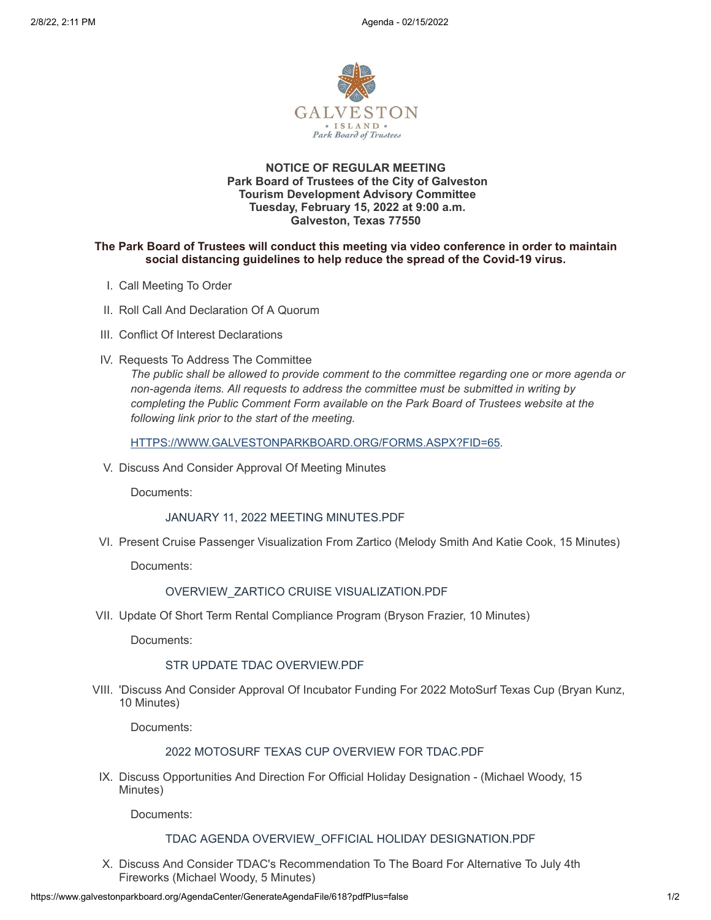**NOTICE OF REGULAR MEETING**
**Park Board of Trustees of the City of Galveston**
**Tourism Development Advisory Committee**
**Tuesday, February 15, 2022 at 9:00 a.m.**
**Galveston, Texas 77550**

**The Park Board of Trustees will conduct this meeting via video conference in order to maintain social distancing guidelines to help reduce the spread of the Covid-19 virus.**

I. Call Meeting To Order

II. Roll Call And Declaration Of A Quorum

III. Conflict Of Interest Declarations

IV. Requests To Address The Committee

*The public shall be allowed to provide comment to the committee regarding one or more agenda or non-agenda items. All requests to address the committee must be submitted in writing by completing the Public Comment Form available on the Park Board of Trustees website at the following link prior to the start of the meeting.*

HTTPS://WWW.GALVESTONPARKBOARD.ORG/FORMS.ASPX?FID=65.

V. Discuss And Consider Approval Of Meeting Minutes

Documents:

JANUARY 11, 2022 MEETING MINUTES.PDF

VI. Present Cruise Passenger Visualization From Zartico (Melody Smith And Katie Cook, 15 Minutes)

Documents:

OVERVIEW_ZARTICO CRUISE VISUALIZATION.PDF

VII. Update Of Short Term Rental Compliance Program (Bryson Frazier, 10 Minutes)

Documents:

STR UPDATE TDAC OVERVIEW.PDF

VIII. 'Discuss And Consider Approval Of Incubator Funding For 2022 MotoSurf Texas Cup (Bryan Kunz, 10 Minutes)

Documents:

2022 MOTOSURF TEXAS CUP OVERVIEW FOR TDAC.PDF

IX. Discuss Opportunities And Direction For Official Holiday Designation - (Michael Woody, 15 Minutes)

Documents:

TDAC AGENDA OVERVIEW_OFFICIAL HOLIDAY DESIGNATION.PDF

X. Discuss And Consider TDAC's Recommendation To The Board For Alternative To July 4th Fireworks (Michael Woody, 5 Minutes)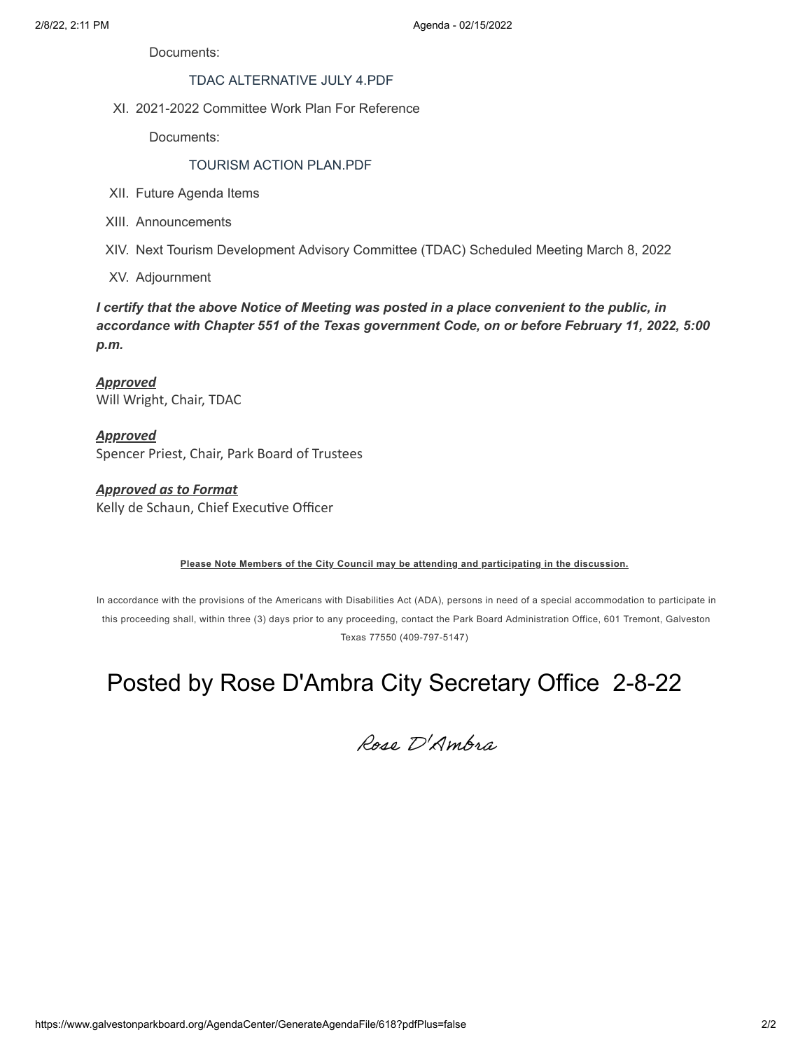Documents:

TDAC ALTERNATIVE JULY 4.PDF

XI. 2021-2022 Committee Work Plan For Reference

Documents:

TOURISM ACTION PLAN.PDF

XII. Future Agenda Items

XIII. Announcements

XIV. Next Tourism Development Advisory Committee (TDAC) Scheduled Meeting March 8, 2022

XV. Adjournment

***I certify that the above Notice of Meeting was posted in a place convenient to the public, in accordance with Chapter 551 of the Texas government Code, on or before February 11, 2022, 5:00 p.m.***

***Approved***
Will Wright, Chair, TDAC

***Approved***
Spencer Priest, Chair, Park Board of Trustees

***Approved as to Format***
Kelly de Schaun, Chief Executive Officer

**Please Note Members of the City Council may be attending and participating in the discussion.**

In accordance with the provisions of the Americans with Disabilities Act (ADA), persons in need of a special accommodation to participate in this proceeding shall, within three (3) days prior to any proceeding, contact the Park Board Administration Office, 601 Tremont, Galveston Texas 77550 (409-797-5147)

Posted by Rose D'Ambra City Secretary Office 2-8-22

Rose D'Ambra